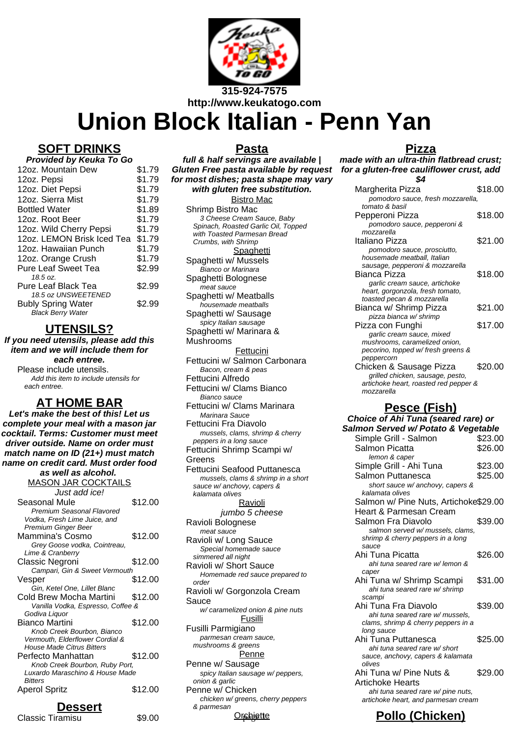315-924-7575
http://www.keukatogo.com

# Union Block Italian - Penn Yan

## SOFT DRINKS

***Provided by Keuka To Go***

| Item | Price |
|---|---|
| 12oz. Mountain Dew | $1.79 |
| 12oz. Pepsi | $1.79 |
| 12oz. Diet Pepsi | $1.79 |
| 12oz. Sierra Mist | $1.79 |
| Bottled Water | $1.89 |
| 12oz. Root Beer | $1.79 |
| 12oz. Wild Cherry Pepsi | $1.79 |
| 12oz. LEMON Brisk Iced Tea | $1.79 |
| 12oz. Hawaiian Punch | $1.79 |
| 12oz. Orange Crush | $1.79 |
| Pure Leaf Sweet Tea *18.5 oz.* | $2.99 |
| Pure Leaf Black Tea *18.5 oz UNSWEETENED* | $2.99 |
| Bubly Spring Water *Black Berry Water* | $2.99 |

## UTENSILS?

***If you need utensils, please add this item and we will include them for each entree.***

Please include utensils.
*Add this item to include utensils for each entree.*

## AT HOME BAR

***Let's make the best of this! Let us complete your meal with a mason jar cocktail. Terms: Customer must meet driver outside. Name on order must match name on ID (21+) must match name on credit card. Must order food as well as alcohol.***

### MASON JAR COCKTAILS

*Just add ice!*

| Item | Price |
|---|---|
| Seasonal Mule *Premium Seasonal Flavored Vodka, Fresh Lime Juice, and Premium Ginger Beer* | $12.00 |
| Mammina's Cosmo *Grey Goose vodka, Cointreau, Lime & Cranberry* | $12.00 |
| Classic Negroni *Campari, Gin & Sweet Vermouth* | $12.00 |
| Vesper *Gin, Ketel One, Lillet Blanc* | $12.00 |
| Cold Brew Mocha Martini *Vanilla Vodka, Espresso, Coffee & Godiva Liquor* | $12.00 |
| Bianco Martini *Knob Creek Bourbon, Bianco Vermouth, Elderflower Cordial & House Made Citrus Bitters* | $12.00 |
| Perfecto Manhattan *Knob Creek Bourbon, Ruby Port, Luxardo Maraschino & House Made Bitters* | $12.00 |
| Aperol Spritz | $12.00 |

## Dessert

| Item | Price |
|---|---|
| Classic Tiramisu | $9.00 |

## Pasta

***full & half servings are available | Gluten Free pasta available by request for most dishes; pasta shape may vary with gluten free substitution.***

### Bistro Mac

Shrimp Bistro Mac
*3 Cheese Cream Sauce, Baby Spinach, Roasted Garlic Oil, Topped with Toasted Parmesan Bread Crumbs, with Shrimp*

### Spaghetti

Spaghetti w/ Mussels
*Bianco or Marinara*

Spaghetti Bolognese
*meat sauce*

Spaghetti w/ Meatballs
*housemade meatballs*

Spaghetti w/ Sausage
*spicy Italian sausage*

Spaghetti w/ Marinara & Mushrooms

### Fettucini

Fettucini w/ Salmon Carbonara
*Bacon, cream & peas*

Fettucini Alfredo

Fettucini w/ Clams Bianco
*Bianco sauce*

Fettucini w/ Clams Marinara
*Marinara Sauce*

Fettucini Fra Diavolo
*mussels, clams, shrimp & cherry peppers in a long sauce*

Fettucini Shrimp Scampi w/ Greens

Fettucini Seafood Puttanesca
*mussels, clams & shrimp in a short sauce w/ anchovy, capers & kalamata olives*

### Ravioli

*jumbo 5 cheese*

Ravioli Bolognese
*meat sauce*

Ravioli w/ Long Sauce
*Special homemade sauce simmered all night*

Ravioli w/ Short Sauce
*Homemade red sauce prepared to order*

Ravioli w/ Gorgonzola Cream Sauce
*w/ caramelized onion & pine nuts*

### Fusilli

Fusilli Parmigiano
*parmesan cream sauce, mushrooms & greens*

### Penne

Penne w/ Sausage
*spicy Italian sausage w/ peppers, onion & garlic*

Penne w/ Chicken
*chicken w/ greens, cherry peppers & parmesan*

### Orechiette

## Pizza

***made with an ultra-thin flatbread crust; for a gluten-free cauliflower crust, add $4***

| Item | Price |
|---|---|
| Margherita Pizza *pomodoro sauce, fresh mozzarella, tomato & basil* | $18.00 |
| Pepperoni Pizza *pomodoro sauce, pepperoni & mozzarella* | $18.00 |
| Italiano Pizza *pomodoro sauce, prosciutto, housemade meatball, Italian sausage, pepperoni & mozzarella* | $21.00 |
| Bianca Pizza *garlic cream sauce, artichoke heart, gorgonzola, fresh tomato, toasted pecan & mozzarella* | $18.00 |
| Bianca w/ Shrimp Pizza *pizza bianca w/ shrimp* | $21.00 |
| Pizza con Funghi *garlic cream sauce, mixed mushrooms, caramelized onion, pecorino, topped w/ fresh greens & peppercorn* | $17.00 |
| Chicken & Sausage Pizza *grilled chicken, sausage, pesto, artichoke heart, roasted red pepper & mozzarella* | $20.00 |

## Pesce (Fish)

***Choice of Ahi Tuna (seared rare) or Salmon Served w/ Potato & Vegetable***

| Item | Price |
|---|---|
| Simple Grill - Salmon | $23.00 |
| Salmon Picatta *lemon & caper* | $26.00 |
| Simple Grill - Ahi Tuna | $23.00 |
| Salmon Puttanesca *short sauce w/ anchovy, capers & kalamata olives* | $25.00 |
| Salmon w/ Pine Nuts, Artichoke Heart & Parmesan Cream | $29.00 |
| Salmon Fra Diavolo *salmon served w/ mussels, clams, shrimp & cherry peppers in a long sauce* | $39.00 |
| Ahi Tuna Picatta *ahi tuna seared rare w/ lemon & caper* | $26.00 |
| Ahi Tuna w/ Shrimp Scampi *ahi tuna seared rare w/ shrimp scampi* | $31.00 |
| Ahi Tuna Fra Diavolo *ahi tuna seared rare w/ mussels, clams, shrimp & cherry peppers in a long sauce* | $39.00 |
| Ahi Tuna Puttanesca *ahi tuna seared rare w/ short sauce, anchovy, capers & kalamata olives* | $25.00 |
| Ahi Tuna w/ Pine Nuts & Artichoke Hearts *ahi tuna seared rare w/ pine nuts, artichoke heart, and parmesan cream* | $29.00 |

## Pollo (Chicken)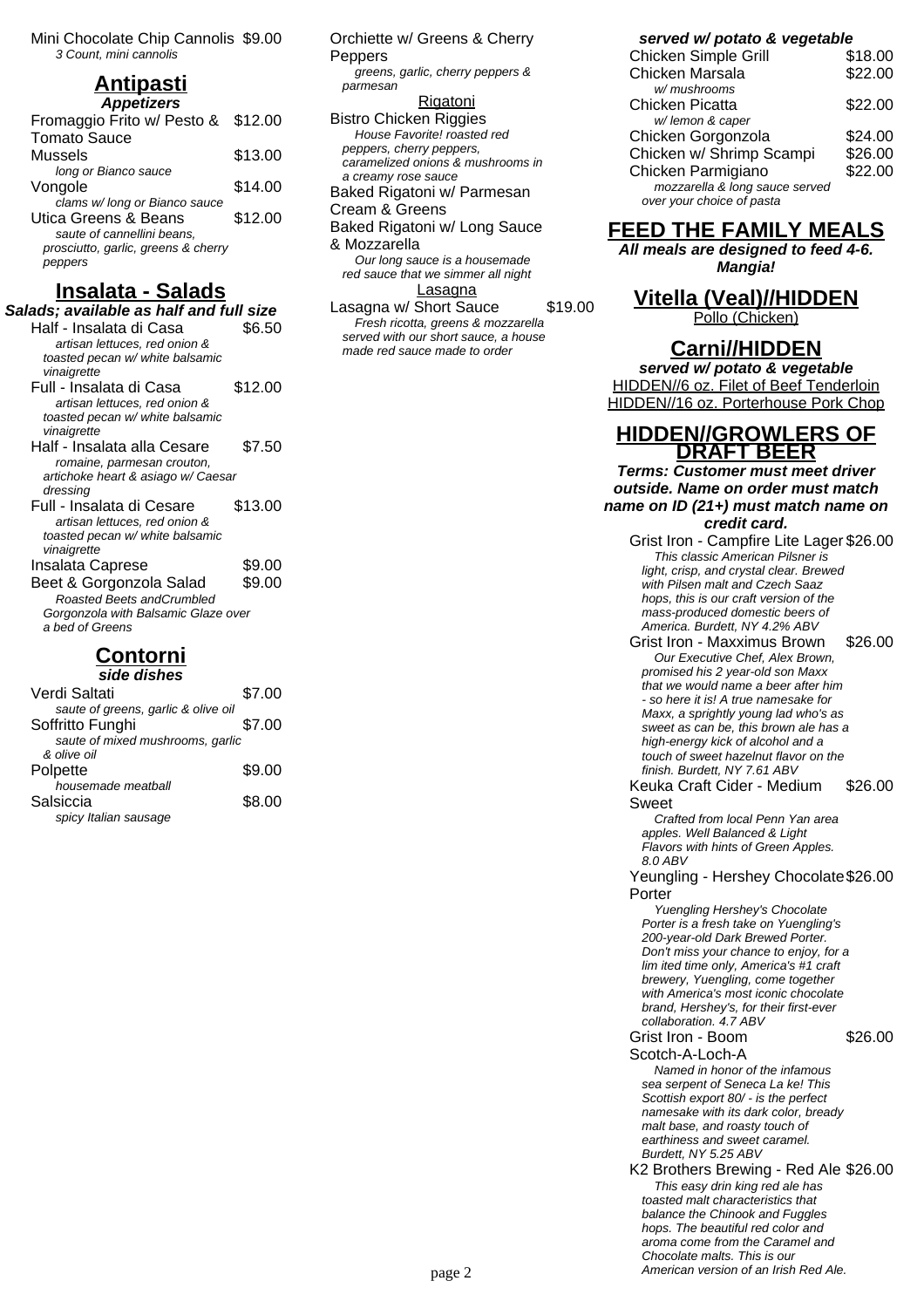Mini Chocolate Chip Cannolis $9.00
*3 Count, mini cannolis*

## Antipasti

**_Appetizers_**

Fromaggio Frito w/ Pesto & Tomato Sauce $12.00

Mussels $13.00
*long or Bianco sauce*

Vongole $14.00
*clams w/ long or Bianco sauce*

Utica Greens & Beans $12.00
*saute of cannellini beans, prosciutto, garlic, greens & cherry peppers*

## Insalata - Salads

**_Salads; available as half and full size_**

Half - Insalata di Casa $6.50
*artisan lettuces, red onion & toasted pecan w/ white balsamic vinaigrette*

Full - Insalata di Casa $12.00
*artisan lettuces, red onion & toasted pecan w/ white balsamic vinaigrette*

Half - Insalata alla Cesare $7.50
*romaine, parmesan crouton, artichoke heart & asiago w/ Caesar dressing*

Full - Insalata di Cesare $13.00
*artisan lettuces, red onion & toasted pecan w/ white balsamic vinaigrette*

Insalata Caprese $9.00

Beet & Gorgonzola Salad $9.00
*Roasted Beets andCrumbled Gorgonzola with Balsamic Glaze over a bed of Greens*

## Contorni

**_side dishes_**

Verdi Saltati $7.00
*saute of greens, garlic & olive oil*

Soffritto Funghi $7.00
*saute of mixed mushrooms, garlic & olive oil*

Polpette $9.00
*housemade meatball*

Salsiccia $8.00
*spicy Italian sausage*

Orchiette w/ Greens & Cherry Peppers
*greens, garlic, cherry peppers & parmesan*

### Rigatoni

Bistro Chicken Riggies
*House Favorite! roasted red peppers, cherry peppers, caramelized onions & mushrooms in a creamy rose sauce*

Baked Rigatoni w/ Parmesan Cream & Greens

Baked Rigatoni w/ Long Sauce & Mozzarella
*Our long sauce is a housemade red sauce that we simmer all night*

### Lasagna

Lasagna w/ Short Sauce $19.00
*Fresh ricotta, greens & mozzarella served with our short sauce, a house made red sauce made to order*

**_served w/ potato & vegetable_**

Chicken Simple Grill $18.00

Chicken Marsala $22.00
*w/ mushrooms*

Chicken Picatta $22.00
*w/ lemon & caper*

Chicken Gorgonzola $24.00

Chicken w/ Shrimp Scampi $26.00

Chicken Parmigiano $22.00
*mozzarella & long sauce served over your choice of pasta*

## FEED THE FAMILY MEALS

**_All meals are designed to feed 4-6. Mangia!_**

## Vitella (Veal)//HIDDEN

Pollo (Chicken)

## Carni//HIDDEN

**_served w/ potato & vegetable_**

HIDDEN//6 oz. Filet of Beef Tenderloin

HIDDEN//16 oz. Porterhouse Pork Chop

## HIDDEN//GROWLERS OF DRAFT BEER

**_Terms: Customer must meet driver outside. Name on order must match name on ID (21+) must match name on credit card._**

Grist Iron - Campfire Lite Lager $26.00
*This classic American Pilsner is light, crisp, and crystal clear. Brewed with Pilsen malt and Czech Saaz hops, this is our craft version of the mass-produced domestic beers of America. Burdett, NY 4.2% ABV*

Grist Iron - Maxximus Brown $26.00
*Our Executive Chef, Alex Brown, promised his 2 year-old son Maxx that we would name a beer after him - so here it is! A true namesake for Maxx, a sprightly young lad who's as sweet as can be, this brown ale has a high-energy kick of alcohol and a touch of sweet hazelnut flavor on the finish. Burdett, NY 7.61 ABV*

Keuka Craft Cider - Medium Sweet $26.00
*Crafted from local Penn Yan area apples. Well Balanced & Light Flavors with hints of Green Apples. 8.0 ABV*

Yeungling - Hershey Chocolate Porter $26.00
*Yuengling Hershey's Chocolate Porter is a fresh take on Yuengling's 200-year-old Dark Brewed Porter. Don't miss your chance to enjoy, for a lim ited time only, America's #1 craft brewery, Yuengling, come together with America's most iconic chocolate brand, Hershey's, for their first-ever collaboration. 4.7 ABV*

Grist Iron - Boom Scotch-A-Loch-A $26.00
*Named in honor of the infamous sea serpent of Seneca La ke! This Scottish export 80/ - is the perfect namesake with its dark color, bready malt base, and roasty touch of earthiness and sweet caramel. Burdett, NY 5.25 ABV*

K2 Brothers Brewing - Red Ale $26.00
*This easy drin king red ale has toasted malt characteristics that balance the Chinook and Fuggles hops. The beautiful red color and aroma come from the Caramel and Chocolate malts. This is our American version of an Irish Red Ale.*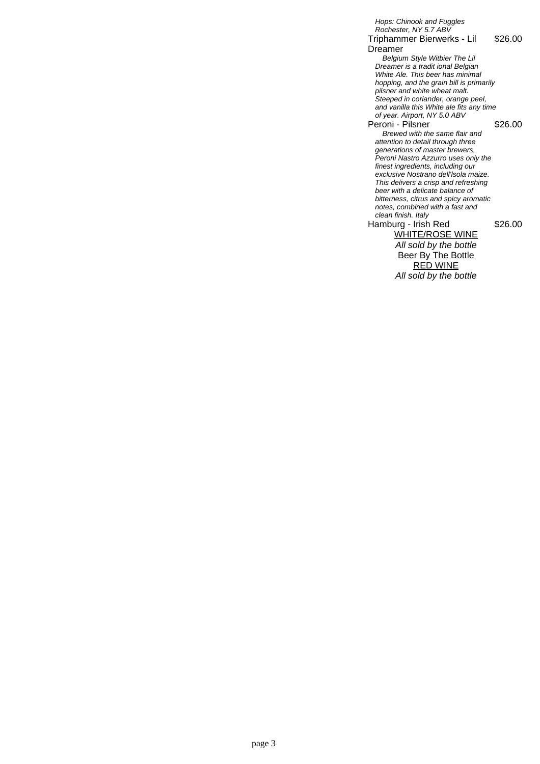*Hops: Chinook and Fuggles Rochester, NY 5.7 ABV*

**Triphammer Bierwerks - Lil Dreamer** $26.00

*Belgium Style Witbier The Lil Dreamer is a tradit ional Belgian White Ale. This beer has minimal hopping, and the grain bill is primarily pilsner and white wheat malt. Steeped in coriander, orange peel, and vanilla this White ale fits any time of year. Airport, NY 5.0 ABV*

**Peroni - Pilsner** $26.00

*Brewed with the same flair and attention to detail through three generations of master brewers, Peroni Nastro Azzurro uses only the finest ingredients, including our exclusive Nostrano dell'Isola maize. This delivers a crisp and refreshing beer with a delicate balance of bitterness, citrus and spicy aromatic notes, combined with a fast and clean finish. Italy*

**Hamburg - Irish Red** $26.00

## WHITE/ROSE WINE

*All sold by the bottle*

## Beer By The Bottle

## RED WINE

*All sold by the bottle*